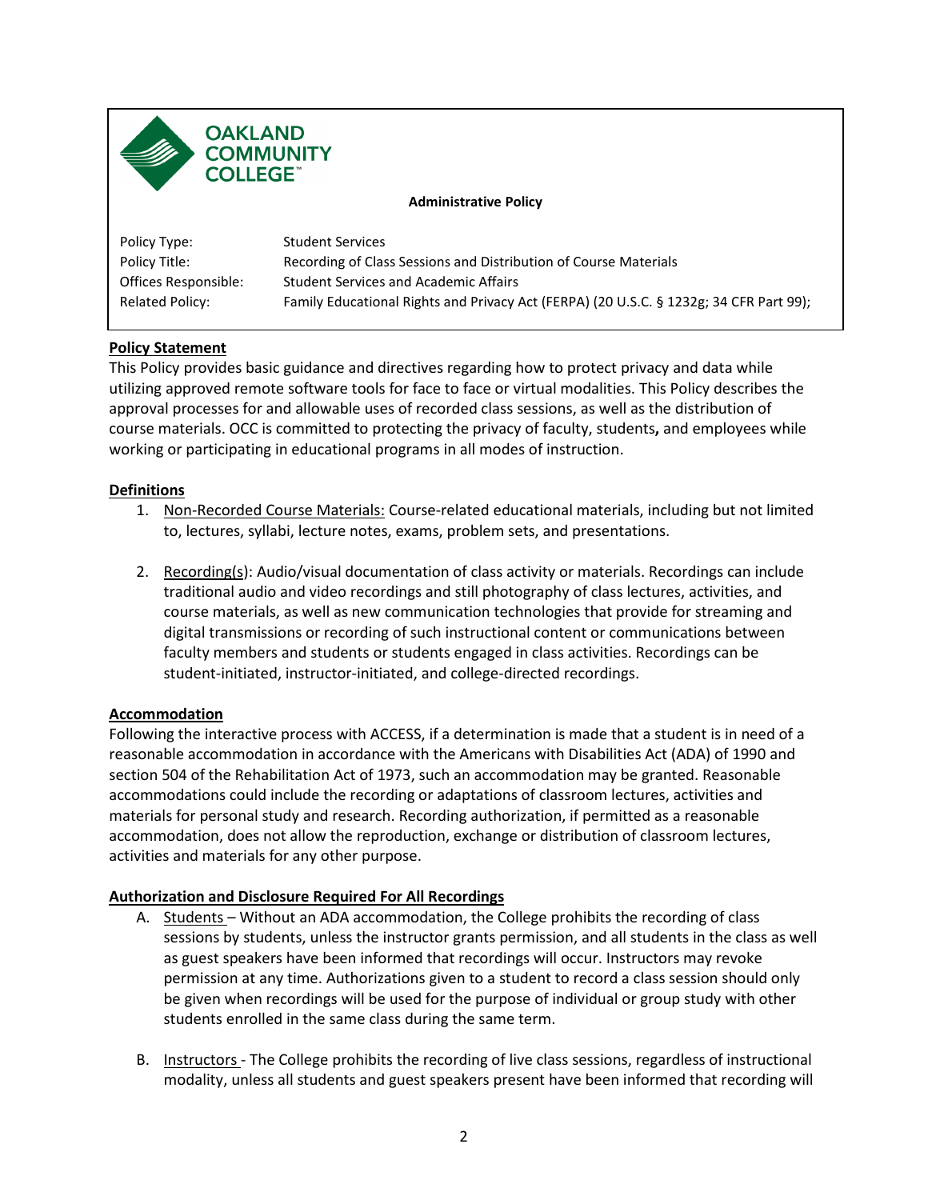**OAKLAND COMMUNITY COLLEGE**

**Administrative Policy**

| | |
|---|---|
| Policy Type: | Student Services |
| Policy Title: | Recording of Class Sessions and Distribution of Course Materials |
| Offices Responsible: | Student Services and Academic Affairs |
| Related Policy: | Family Educational Rights and Privacy Act (FERPA) (20 U.S.C. § 1232g; 34 CFR Part 99); |

## Policy Statement

This Policy provides basic guidance and directives regarding how to protect privacy and data while utilizing approved remote software tools for face to face or virtual modalities. This Policy describes the approval processes for and allowable uses of recorded class sessions, as well as the distribution of course materials. OCC is committed to protecting the privacy of faculty, students**,** and employees while working or participating in educational programs in all modes of instruction.

## Definitions

1. Non-Recorded Course Materials: Course-related educational materials, including but not limited to, lectures, syllabi, lecture notes, exams, problem sets, and presentations.

2. Recording(s): Audio/visual documentation of class activity or materials. Recordings can include traditional audio and video recordings and still photography of class lectures, activities, and course materials, as well as new communication technologies that provide for streaming and digital transmissions or recording of such instructional content or communications between faculty members and students or students engaged in class activities. Recordings can be student-initiated, instructor-initiated, and college-directed recordings.

## Accommodation

Following the interactive process with ACCESS, if a determination is made that a student is in need of a reasonable accommodation in accordance with the Americans with Disabilities Act (ADA) of 1990 and section 504 of the Rehabilitation Act of 1973, such an accommodation may be granted. Reasonable accommodations could include the recording or adaptations of classroom lectures, activities and materials for personal study and research. Recording authorization, if permitted as a reasonable accommodation, does not allow the reproduction, exchange or distribution of classroom lectures, activities and materials for any other purpose.

## Authorization and Disclosure Required For All Recordings

A. Students – Without an ADA accommodation, the College prohibits the recording of class sessions by students, unless the instructor grants permission, and all students in the class as well as guest speakers have been informed that recordings will occur. Instructors may revoke permission at any time. Authorizations given to a student to record a class session should only be given when recordings will be used for the purpose of individual or group study with other students enrolled in the same class during the same term.

B. Instructors - The College prohibits the recording of live class sessions, regardless of instructional modality, unless all students and guest speakers present have been informed that recording will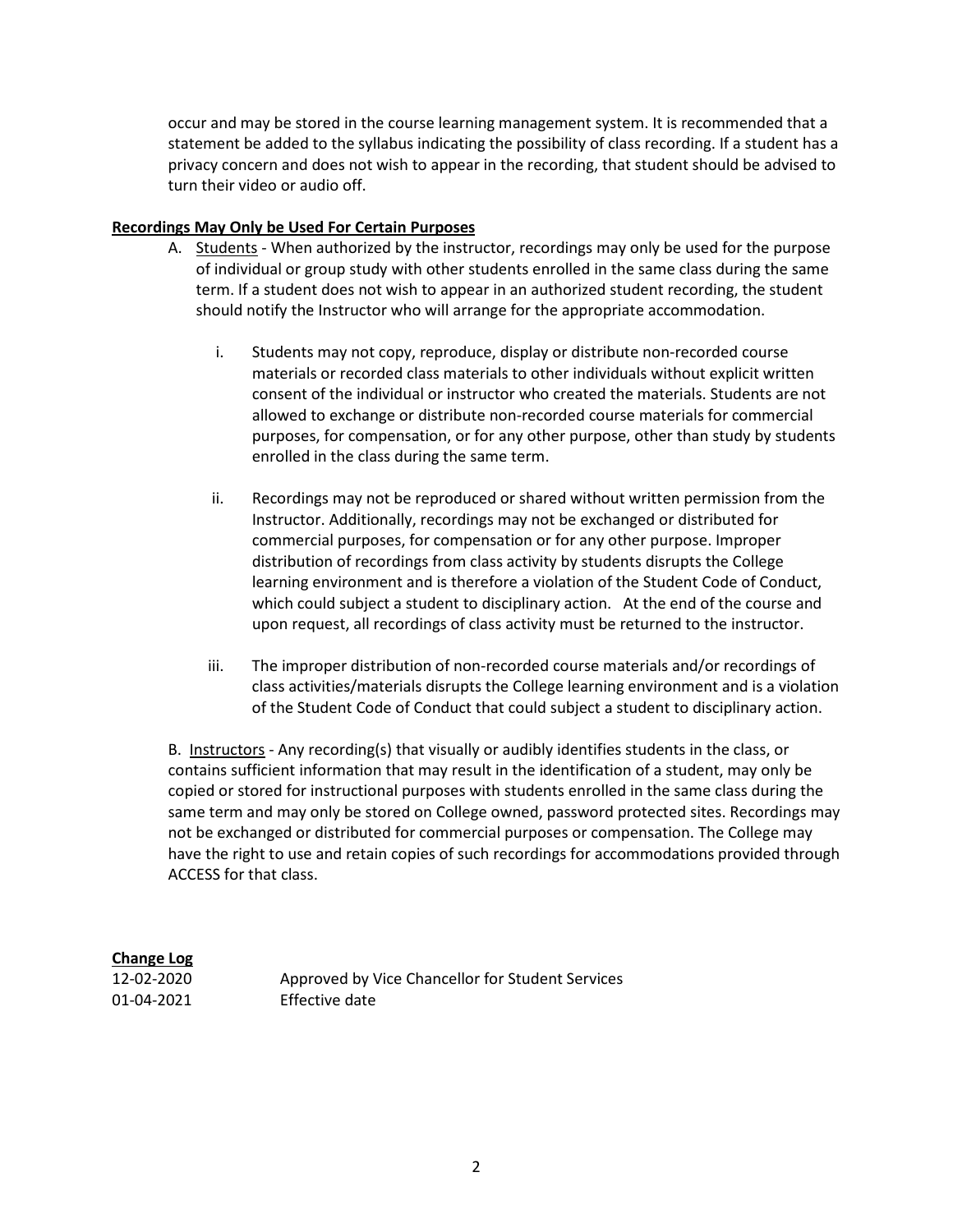occur and may be stored in the course learning management system. It is recommended that a statement be added to the syllabus indicating the possibility of class recording. If a student has a privacy concern and does not wish to appear in the recording, that student should be advised to turn their video or audio off.

**Recordings May Only be Used For Certain Purposes**

A. Students - When authorized by the instructor, recordings may only be used for the purpose of individual or group study with other students enrolled in the same class during the same term. If a student does not wish to appear in an authorized student recording, the student should notify the Instructor who will arrange for the appropriate accommodation.

   i. Students may not copy, reproduce, display or distribute non-recorded course materials or recorded class materials to other individuals without explicit written consent of the individual or instructor who created the materials. Students are not allowed to exchange or distribute non-recorded course materials for commercial purposes, for compensation, or for any other purpose, other than study by students enrolled in the class during the same term.

   ii. Recordings may not be reproduced or shared without written permission from the Instructor. Additionally, recordings may not be exchanged or distributed for commercial purposes, for compensation or for any other purpose. Improper distribution of recordings from class activity by students disrupts the College learning environment and is therefore a violation of the Student Code of Conduct, which could subject a student to disciplinary action. At the end of the course and upon request, all recordings of class activity must be returned to the instructor.

   iii. The improper distribution of non-recorded course materials and/or recordings of class activities/materials disrupts the College learning environment and is a violation of the Student Code of Conduct that could subject a student to disciplinary action.

B. Instructors - Any recording(s) that visually or audibly identifies students in the class, or contains sufficient information that may result in the identification of a student, may only be copied or stored for instructional purposes with students enrolled in the same class during the same term and may only be stored on College owned, password protected sites. Recordings may not be exchanged or distributed for commercial purposes or compensation. The College may have the right to use and retain copies of such recordings for accommodations provided through ACCESS for that class.

**Change Log**

| | |
|---|---|
| 12-02-2020 | Approved by Vice Chancellor for Student Services |
| 01-04-2021 | Effective date |